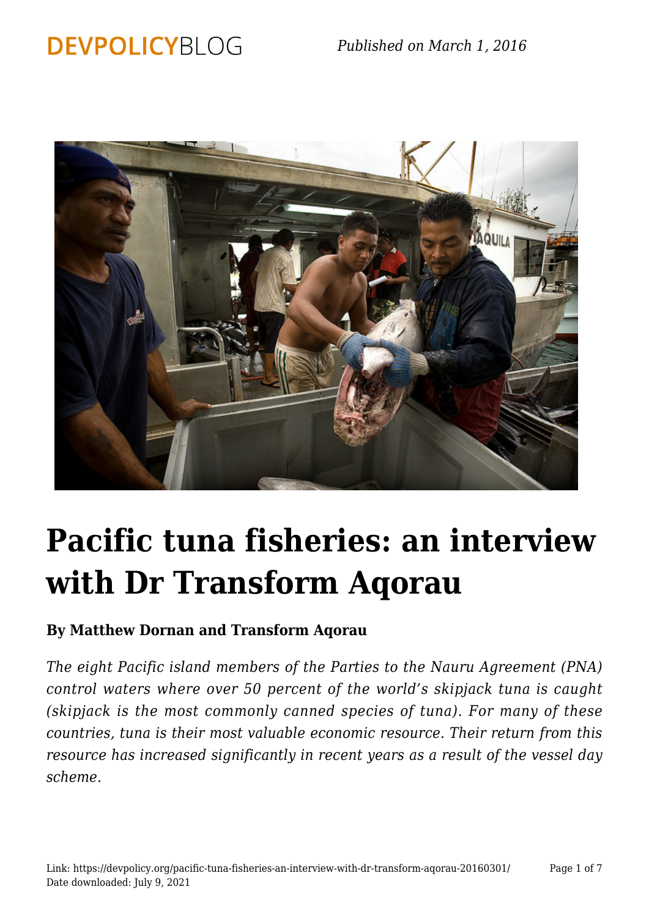# Pacific tuna fisheries: an interview with Dr Transform Aqorau

**By Matthew Dornan and Transform Aqorau**

*The eight Pacific island members of the Parties to the Nauru Agreement (PNA) control waters where over 50 percent of the world's skipjack tuna is caught (skipjack is the most commonly canned species of tuna). For many of these countries, tuna is their most valuable economic resource. Their return from this resource has increased significantly in recent years as a result of the vessel day scheme.*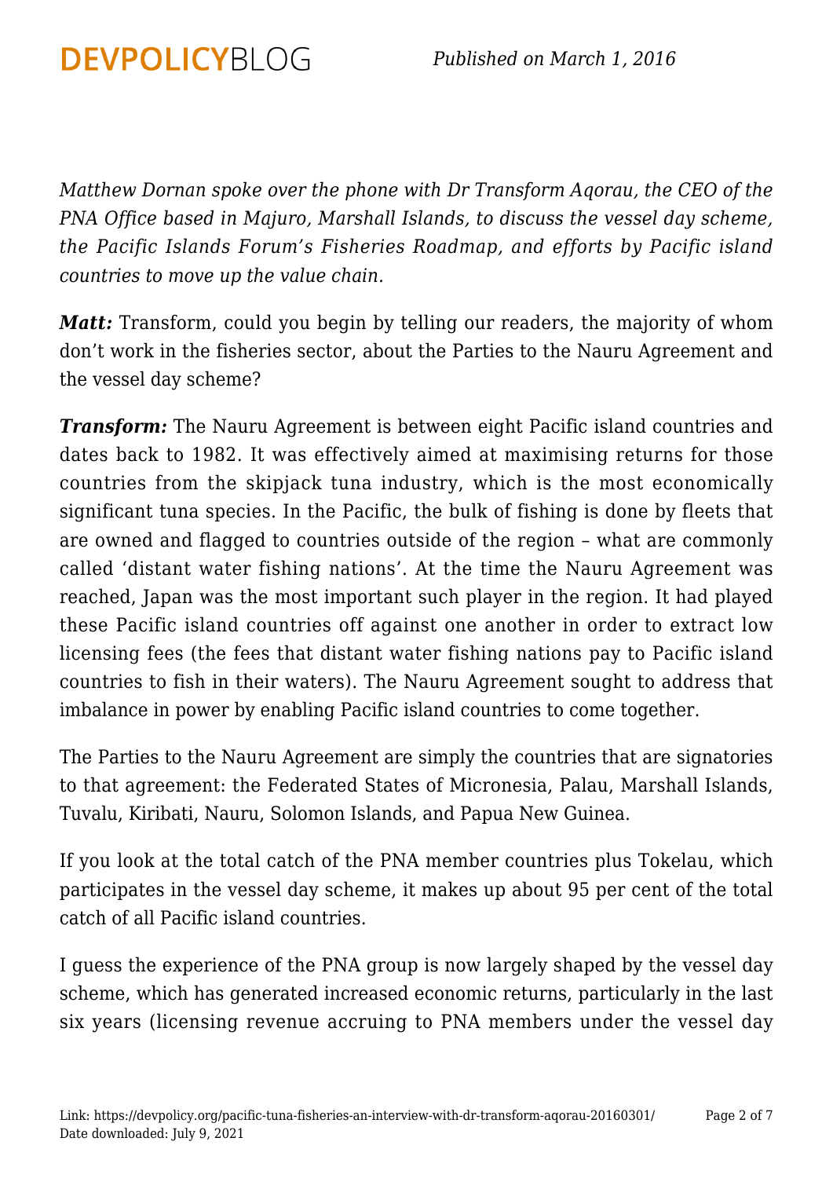*Matthew Dornan spoke over the phone with Dr Transform Aqorau, the CEO of the PNA Office based in Majuro, Marshall Islands, to discuss the vessel day scheme, the Pacific Islands Forum's Fisheries Roadmap, and efforts by Pacific island countries to move up the value chain.*

***Matt:*** Transform, could you begin by telling our readers, the majority of whom don't work in the fisheries sector, about the Parties to the Nauru Agreement and the vessel day scheme?

***Transform:*** The Nauru Agreement is between eight Pacific island countries and dates back to 1982. It was effectively aimed at maximising returns for those countries from the skipjack tuna industry, which is the most economically significant tuna species. In the Pacific, the bulk of fishing is done by fleets that are owned and flagged to countries outside of the region – what are commonly called 'distant water fishing nations'. At the time the Nauru Agreement was reached, Japan was the most important such player in the region. It had played these Pacific island countries off against one another in order to extract low licensing fees (the fees that distant water fishing nations pay to Pacific island countries to fish in their waters). The Nauru Agreement sought to address that imbalance in power by enabling Pacific island countries to come together.

The Parties to the Nauru Agreement are simply the countries that are signatories to that agreement: the Federated States of Micronesia, Palau, Marshall Islands, Tuvalu, Kiribati, Nauru, Solomon Islands, and Papua New Guinea.

If you look at the total catch of the PNA member countries plus Tokelau, which participates in the vessel day scheme, it makes up about 95 per cent of the total catch of all Pacific island countries.

I guess the experience of the PNA group is now largely shaped by the vessel day scheme, which has generated increased economic returns, particularly in the last six years (licensing revenue accruing to PNA members under the vessel day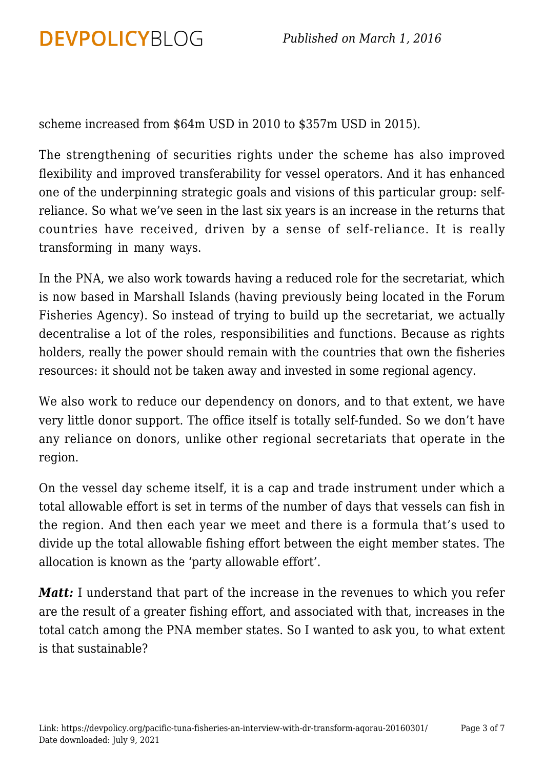scheme increased from $64m USD in 2010 to $357m USD in 2015).

The strengthening of securities rights under the scheme has also improved flexibility and improved transferability for vessel operators. And it has enhanced one of the underpinning strategic goals and visions of this particular group: self-reliance. So what we've seen in the last six years is an increase in the returns that countries have received, driven by a sense of self-reliance. It is really transforming in many ways.

In the PNA, we also work towards having a reduced role for the secretariat, which is now based in Marshall Islands (having previously being located in the Forum Fisheries Agency). So instead of trying to build up the secretariat, we actually decentralise a lot of the roles, responsibilities and functions. Because as rights holders, really the power should remain with the countries that own the fisheries resources: it should not be taken away and invested in some regional agency.

We also work to reduce our dependency on donors, and to that extent, we have very little donor support. The office itself is totally self-funded. So we don't have any reliance on donors, unlike other regional secretariats that operate in the region.

On the vessel day scheme itself, it is a cap and trade instrument under which a total allowable effort is set in terms of the number of days that vessels can fish in the region. And then each year we meet and there is a formula that's used to divide up the total allowable fishing effort between the eight member states. The allocation is known as the 'party allowable effort'.

***Matt:*** I understand that part of the increase in the revenues to which you refer are the result of a greater fishing effort, and associated with that, increases in the total catch among the PNA member states. So I wanted to ask you, to what extent is that sustainable?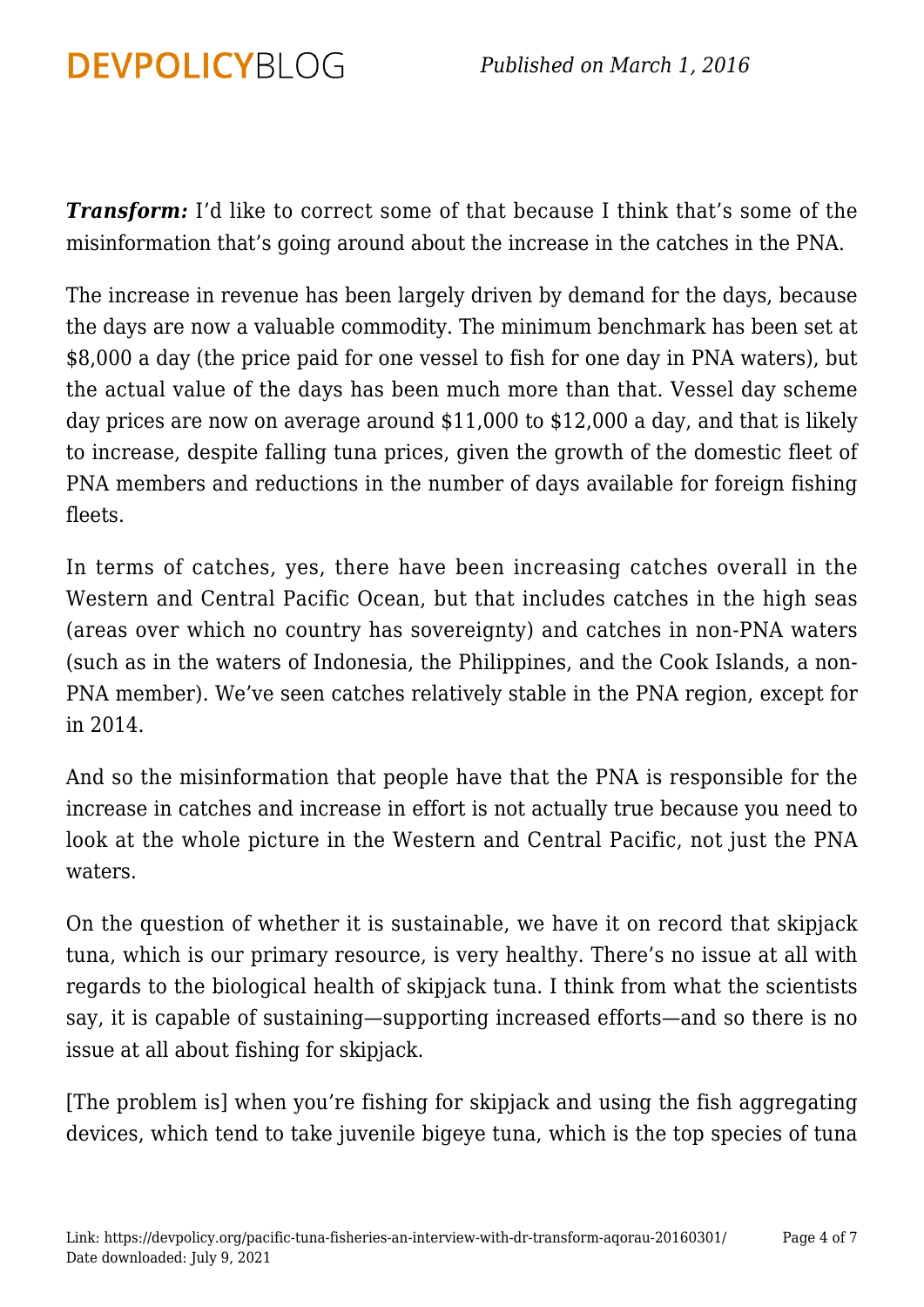***Transform:*** I'd like to correct some of that because I think that's some of the misinformation that's going around about the increase in the catches in the PNA.

The increase in revenue has been largely driven by demand for the days, because the days are now a valuable commodity. The minimum benchmark has been set at $8,000 a day (the price paid for one vessel to fish for one day in PNA waters), but the actual value of the days has been much more than that. Vessel day scheme day prices are now on average around $11,000 to $12,000 a day, and that is likely to increase, despite falling tuna prices, given the growth of the domestic fleet of PNA members and reductions in the number of days available for foreign fishing fleets.

In terms of catches, yes, there have been increasing catches overall in the Western and Central Pacific Ocean, but that includes catches in the high seas (areas over which no country has sovereignty) and catches in non-PNA waters (such as in the waters of Indonesia, the Philippines, and the Cook Islands, a non-PNA member). We've seen catches relatively stable in the PNA region, except for in 2014.

And so the misinformation that people have that the PNA is responsible for the increase in catches and increase in effort is not actually true because you need to look at the whole picture in the Western and Central Pacific, not just the PNA waters.

On the question of whether it is sustainable, we have it on record that skipjack tuna, which is our primary resource, is very healthy. There's no issue at all with regards to the biological health of skipjack tuna. I think from what the scientists say, it is capable of sustaining—supporting increased efforts—and so there is no issue at all about fishing for skipjack.

[The problem is] when you're fishing for skipjack and using the fish aggregating devices, which tend to take juvenile bigeye tuna, which is the top species of tuna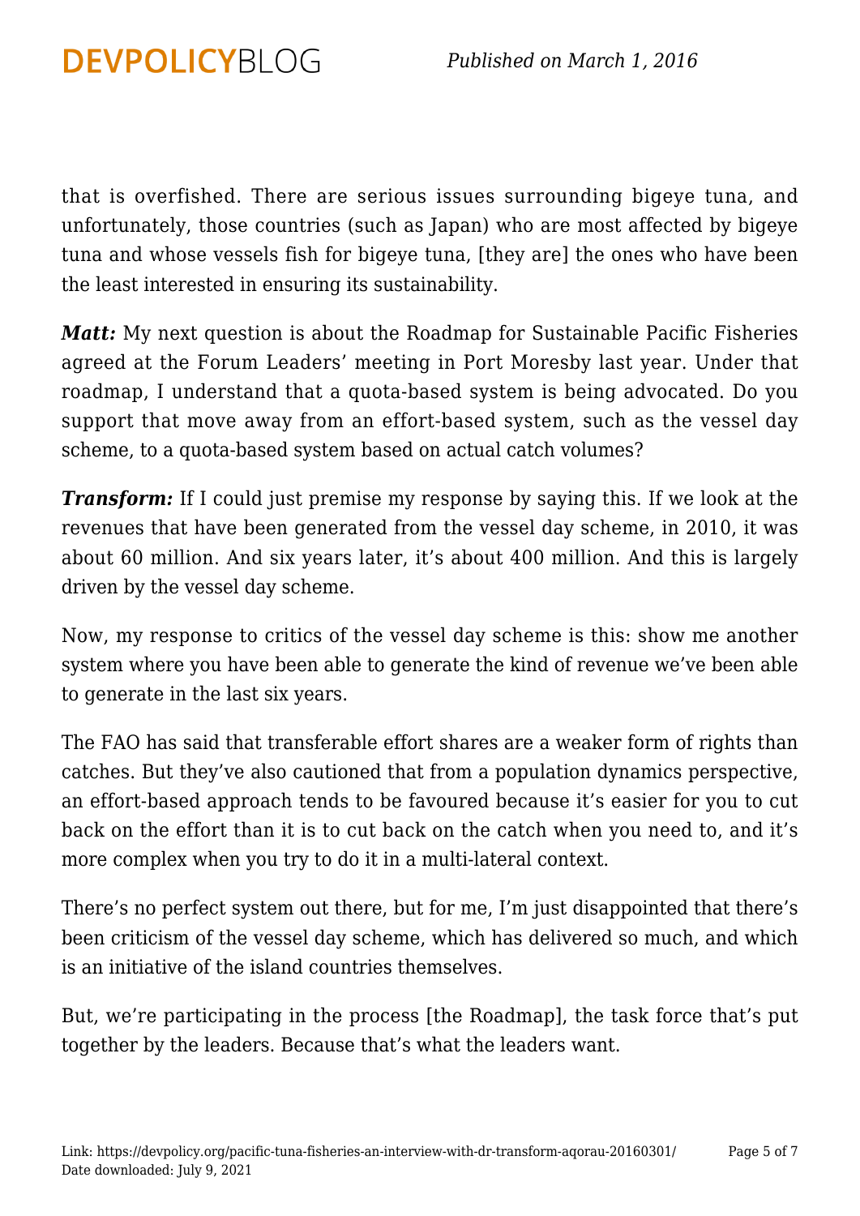that is overfished. There are serious issues surrounding bigeye tuna, and unfortunately, those countries (such as Japan) who are most affected by bigeye tuna and whose vessels fish for bigeye tuna, [they are] the ones who have been the least interested in ensuring its sustainability.

***Matt:*** My next question is about the Roadmap for Sustainable Pacific Fisheries agreed at the Forum Leaders' meeting in Port Moresby last year. Under that roadmap, I understand that a quota-based system is being advocated. Do you support that move away from an effort-based system, such as the vessel day scheme, to a quota-based system based on actual catch volumes?

***Transform:*** If I could just premise my response by saying this. If we look at the revenues that have been generated from the vessel day scheme, in 2010, it was about 60 million. And six years later, it's about 400 million. And this is largely driven by the vessel day scheme.

Now, my response to critics of the vessel day scheme is this: show me another system where you have been able to generate the kind of revenue we've been able to generate in the last six years.

The FAO has said that transferable effort shares are a weaker form of rights than catches. But they've also cautioned that from a population dynamics perspective, an effort-based approach tends to be favoured because it's easier for you to cut back on the effort than it is to cut back on the catch when you need to, and it's more complex when you try to do it in a multi-lateral context.

There's no perfect system out there, but for me, I'm just disappointed that there's been criticism of the vessel day scheme, which has delivered so much, and which is an initiative of the island countries themselves.

But, we're participating in the process [the Roadmap], the task force that's put together by the leaders. Because that's what the leaders want.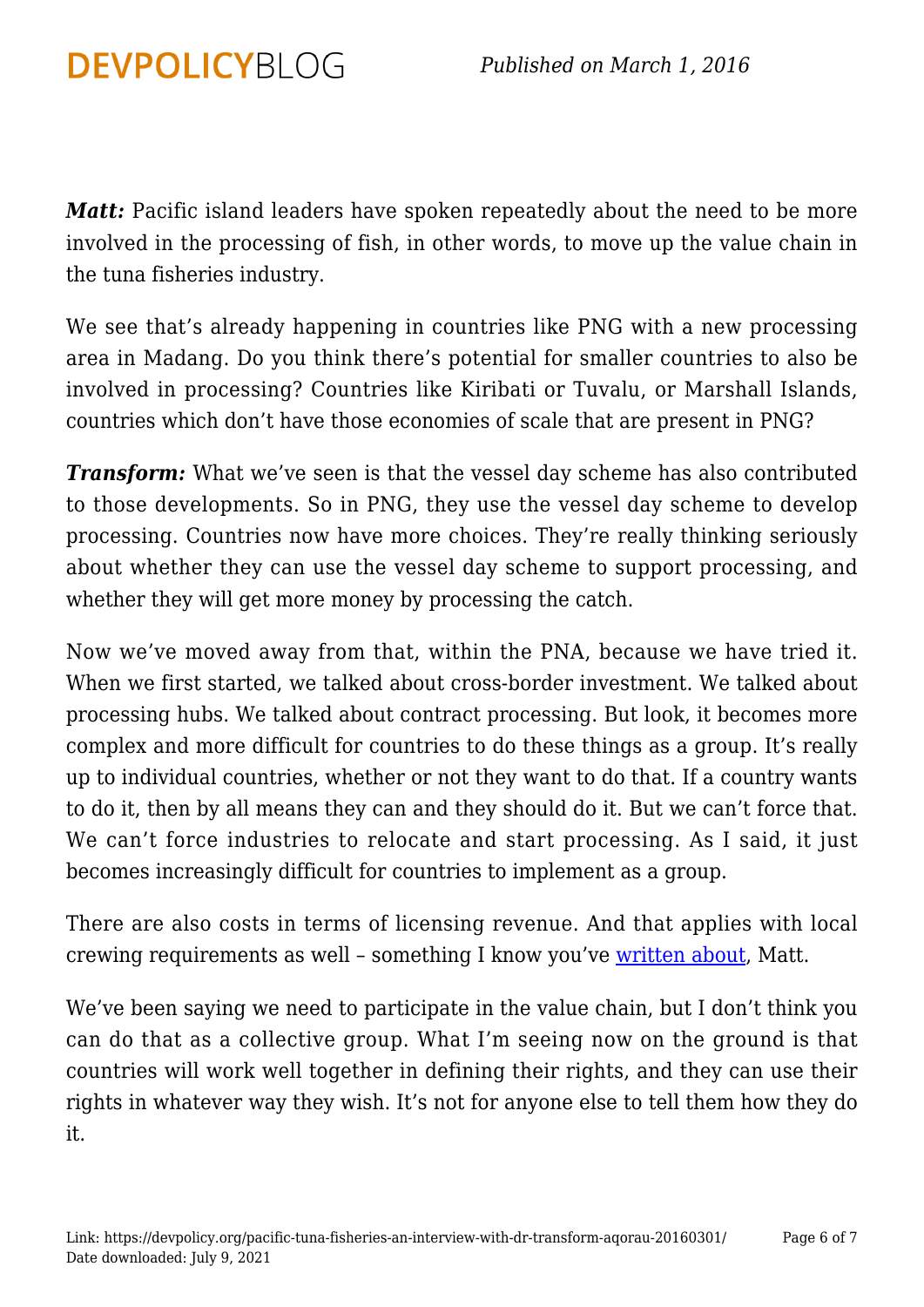***Matt:*** Pacific island leaders have spoken repeatedly about the need to be more involved in the processing of fish, in other words, to move up the value chain in the tuna fisheries industry.

We see that's already happening in countries like PNG with a new processing area in Madang. Do you think there's potential for smaller countries to also be involved in processing? Countries like Kiribati or Tuvalu, or Marshall Islands, countries which don't have those economies of scale that are present in PNG?

***Transform:*** What we've seen is that the vessel day scheme has also contributed to those developments. So in PNG, they use the vessel day scheme to develop processing. Countries now have more choices. They're really thinking seriously about whether they can use the vessel day scheme to support processing, and whether they will get more money by processing the catch.

Now we've moved away from that, within the PNA, because we have tried it. When we first started, we talked about cross-border investment. We talked about processing hubs. We talked about contract processing. But look, it becomes more complex and more difficult for countries to do these things as a group. It's really up to individual countries, whether or not they want to do that. If a country wants to do it, then by all means they can and they should do it. But we can't force that. We can't force industries to relocate and start processing. As I said, it just becomes increasingly difficult for countries to implement as a group.

There are also costs in terms of licensing revenue. And that applies with local crewing requirements as well – something I know you've written about, Matt.

We've been saying we need to participate in the value chain, but I don't think you can do that as a collective group. What I'm seeing now on the ground is that countries will work well together in defining their rights, and they can use their rights in whatever way they wish. It's not for anyone else to tell them how they do it.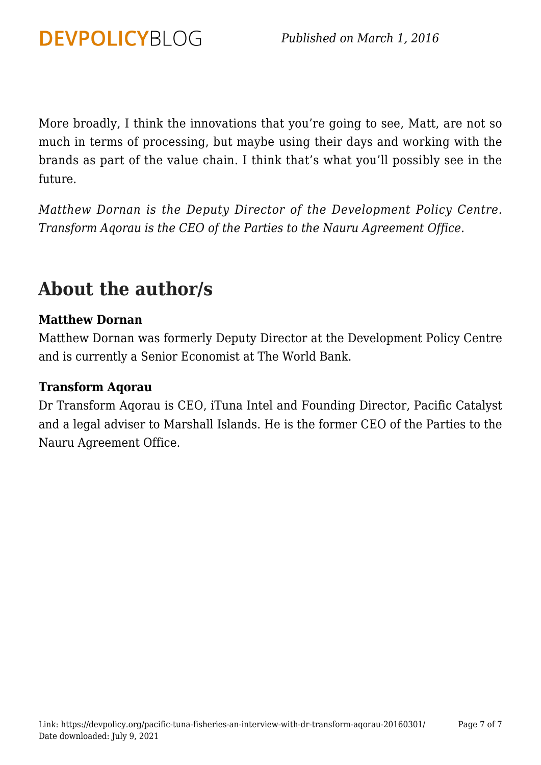More broadly, I think the innovations that you're going to see, Matt, are not so much in terms of processing, but maybe using their days and working with the brands as part of the value chain. I think that's what you'll possibly see in the future.

*Matthew Dornan is the Deputy Director of the Development Policy Centre. Transform Aqorau is the CEO of the Parties to the Nauru Agreement Office.*

## About the author/s

**Matthew Dornan**
Matthew Dornan was formerly Deputy Director at the Development Policy Centre and is currently a Senior Economist at The World Bank.

**Transform Aqorau**
Dr Transform Aqorau is CEO, iTuna Intel and Founding Director, Pacific Catalyst and a legal adviser to Marshall Islands. He is the former CEO of the Parties to the Nauru Agreement Office.